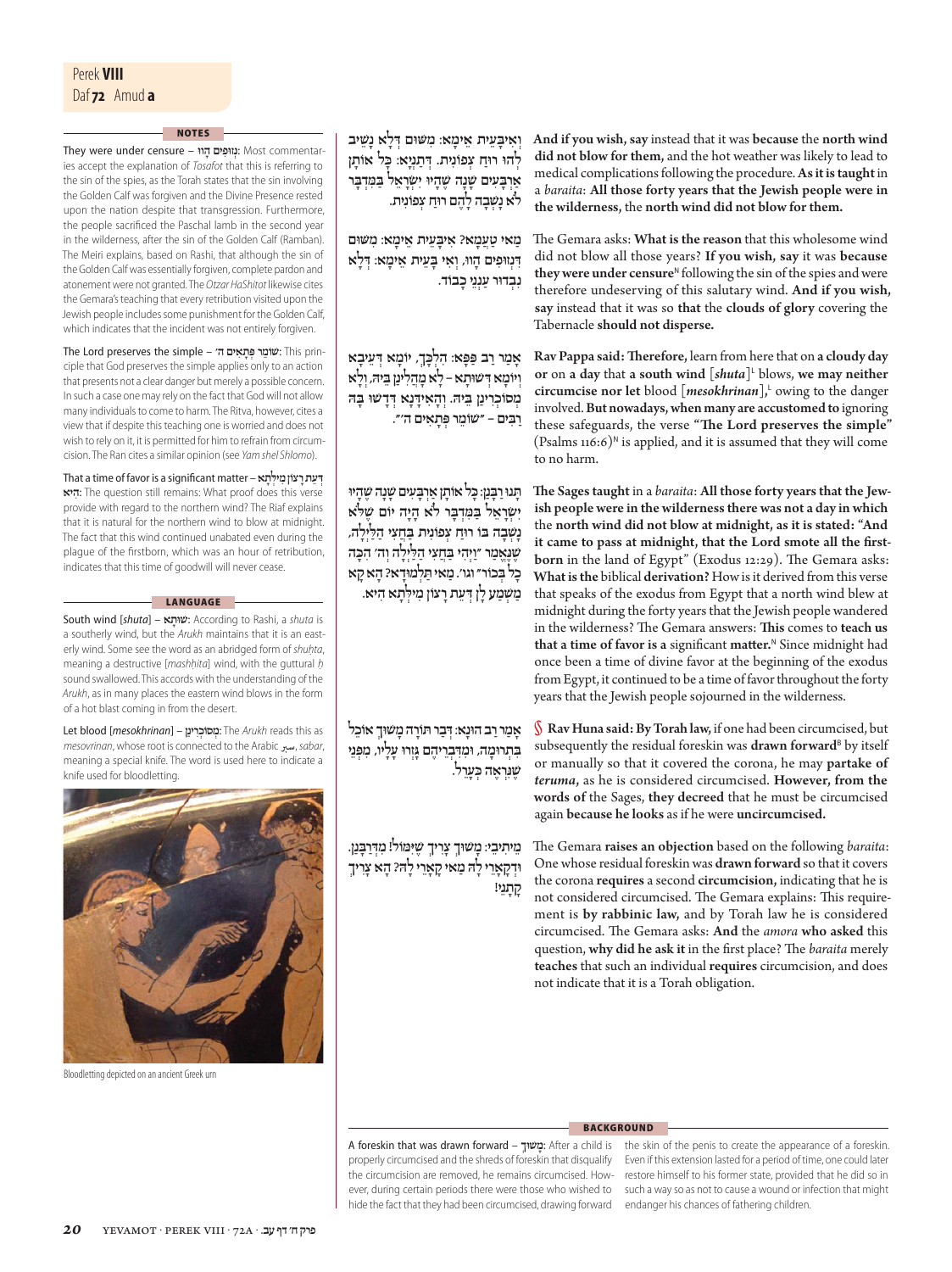## NOTES

**They were under censure – נְזוּפִים הָווּ:** Most commentaries accept the explanation of *Tosafot* that this is referring to the sin of the spies, as the Torah states that the sin involving the Golden Calf was forgiven and the Divine Presence rested upon the nation despite that transgression. Furthermore, the people sacrificed the Paschal lamb in the second year in the wilderness, after the sin of the Golden Calf (Ramban). The Meiri explains, based on Rashi, that although the sin of the Golden Calf was essentially forgiven, complete pardon and atonement were not granted. The *Otzar HaShitot* likewise cites the Gemara's teaching that every retribution visited upon the Jewish people includes some punishment for the Golden Calf, which indicates that the incident was not entirely forgiven.

**The Lord preserves the simple – שׁוֹמֵר פְּתָאִים ה׳:** This principle that God preserves the simple applies only to an action that presents not a clear danger but merely a possible concern. In such a case one may rely on the fact that God will not allow many individuals to come to harm. The Ritva, however, cites a view that if despite this teaching one is worried and does not wish to rely on it, it is permitted for him to refrain from circumcision. The Ran cites a similar opinion (see *Yam shel Shlomo*).

**That a time of favor is a significant matter – דְּעֵת רָצוֹן מִילְּתָא הִיא:** The question still remains: What proof does this verse provide with regard to the northern wind? The Rif explains that it is natural for the northern wind to blow at midnight. The fact that this wind continued unabated even during the plague of the firstborn, which was an hour of retribution, indicates that this time of goodwill will never cease.

## LANGUAGE

**South wind [*shuta*] – שׁוּתָא:** According to Rashi, a *shuta* is a southerly wind, but the *Arukh* maintains that it is an easterly wind. Some see the word as an abridged form of *shuḥta*, meaning a destructive [*mashḥita*] wind, with the guttural *ḥ* sound swallowed. This accords with the understanding of the *Arukh*, as in many places the eastern wind blows in the form of a hot blast coming in from the desert.

**Let blood [*mesokhrinan*] – מְסוֹכְרִינַן:** The *Arukh* reads this as *mesovrinan*, whose root is connected to the Arabic سبر, *sabar*, meaning a special knife. The word is used here to indicate a knife used for bloodletting.

Bloodletting depicted on an ancient Greek urn

---

וְאִיבָּעֵית אֵימָא: מִשּׁוּם דְּלָא נָשֵׁיב לְהוּ רוּחַ צְפוֹנִית. דְּתַנְיָא: כׇּל אוֹתָן אַרְבָּעִים שָׁנָה שֶׁהָיוּ יִשְׂרָאֵל בַּמִּדְבָּר לֹא נָשְׁבָה לָהֶם רוּחַ צְפוֹנִית.

**And if you wish, say** instead that it was **because** the **north wind did not blow for them,** and the hot weather was likely to lead to medical complications following the procedure. **As it is taught** in a *baraita*: **All those forty years that the Jewish people were in the wilderness,** the **north wind did not blow for them.**

מַאי טַעְמָא? אִיבָּעֵית אֵימָא: מִשּׁוּם דִּנְזוּפִים הָווּ, וְאִי בָּעֵית אֵימָא: דְּלָא נִבְדּוּר עַנְנֵי כָבוֹד.

The Gemara asks: **What is the reason** that this wholesome wind did not blow all those years? **If you wish, say** it was **because they were under censure**[N] following the sin of the spies and were therefore undeserving of this salutary wind. **And if you wish, say** instead that it was so **that** the **clouds of glory** covering the Tabernacle **should not disperse.**

אָמַר רַב פָּפָּא: הִלְכָּךְ, יוֹמָא דְּעֵיבָא וְיוֹמָא דְּשׁוּתָא – לָא מְהַלִּינַן בֵּיהּ, וְלָא מְסוֹכְרִינַן בֵּיהּ. וְהָאִידָּנָא דְּדָשׁוּ בָּהּ רַבִּים – ״שׁוֹמֵר פְּתָאִים ה׳״.

**Rav Pappa said: Therefore,** learn from here that on **a cloudy day** or on **a day** that **a south wind** [*shuta*][L] blows, **we may neither circumcise nor let** blood [*mesokhrinan*],[L] owing to the danger involved. **But nowadays, when many are accustomed to** ignoring these safeguards, the verse **"The Lord preserves the simple"** (Psalms 116:6)[N] is applied, and it is assumed that they will come to no harm.

תָּנוּ רַבָּנַן: כׇּל אוֹתָן אַרְבָּעִים שָׁנָה שֶׁהָיוּ יִשְׂרָאֵל בַּמִּדְבָּר לֹא הָיָה יוֹם שֶׁלֹּא נָשְׁבָה בּוֹ רוּחַ צְפוֹנִית בַּחֲצִי הַלַּיְלָה, שֶׁנֶּאֱמַר ״וַיְהִי בַּחֲצִי הַלַּיְלָה וַה׳ הִכָּה כׇל בְּכוֹר״ וגו׳. מַאי תַּלְמוּדָא? הָא קָא מַשְׁמַע לַן דְּעֵת רָצוֹן מִילְּתָא הִיא.

**The Sages taught** in a *baraita*: **All those forty years that the Jewish people were in the wilderness there was not a day in which** the **north wind did not blow at midnight, as it is stated: "And it came to pass at midnight, that the Lord smote all the firstborn** in the land of Egypt" (Exodus 12:29). The Gemara asks: **What is the** biblical **derivation?** How is it derived from this verse that speaks of the exodus from Egypt that a north wind blew at midnight during the forty years that the Jewish people wandered in the wilderness? The Gemara answers: **This** comes to **teach us that a time of favor is a** significant **matter.**[N] Since midnight had once been a time of divine favor at the beginning of the exodus from Egypt, it continued to be a time of favor throughout the forty years that the Jewish people sojourned in the wilderness.

אָמַר רַב הוּנָא: דְּבַר תּוֹרָה מָשׁוּךְ אוֹכֵל בִּתְרוּמָה, וּמִדִּבְרֵיהֶם גָּזְרוּ עָלָיו, מִפְּנֵי שֶׁנִּרְאֶה כְּעָרֵל.

§ **Rav Huna said: By Torah law,** if one had been circumcised, but subsequently the residual foreskin was **drawn forward**[B] by itself or manually so that it covered the corona, he may **partake of *teruma*,** as he is considered circumcised. **However, from the words of** the Sages, **they decreed** that he must be circumcised again **because he looks** as if he were **uncircumcised.**

מֵיתִיבִי: מָשׁוּךְ צָרִיךְ שֶׁיִּמּוֹל! מִדְּרַבָּנַן. וּדְקָאָרֵי לַהּ מַאי קָאָרֵי לַהּ? הָא צָרִיךְ קָתָנֵי!

The Gemara **raises an objection** based on the following *baraita*: One whose residual foreskin was **drawn forward** so that it covers the corona **requires** a second **circumcision,** indicating that he is not considered circumcised. The Gemara explains: This requirement is **by rabbinic law,** and by Torah law he is considered circumcised. The Gemara asks: **And** the *amora* **who asked** this question, **why did he ask it** in the first place? The *baraita* merely **teaches** that such an individual **requires** circumcision, and does not indicate that it is a Torah obligation.

## BACKGROUND

**A foreskin that was drawn forward – מָשׁוּךְ:** After a child is properly circumcised and the shreds of foreskin that disqualify the circumcision are removed, he remains circumcised. However, during certain periods there were those who wished to hide the fact that they had been circumcised, drawing forward the skin of the penis to create the appearance of a foreskin. Even if this extension lasted for a period of time, one could later restore himself to his former state, provided that he did so in such a way so as not to cause a wound or infection that might endanger his chances of fathering children.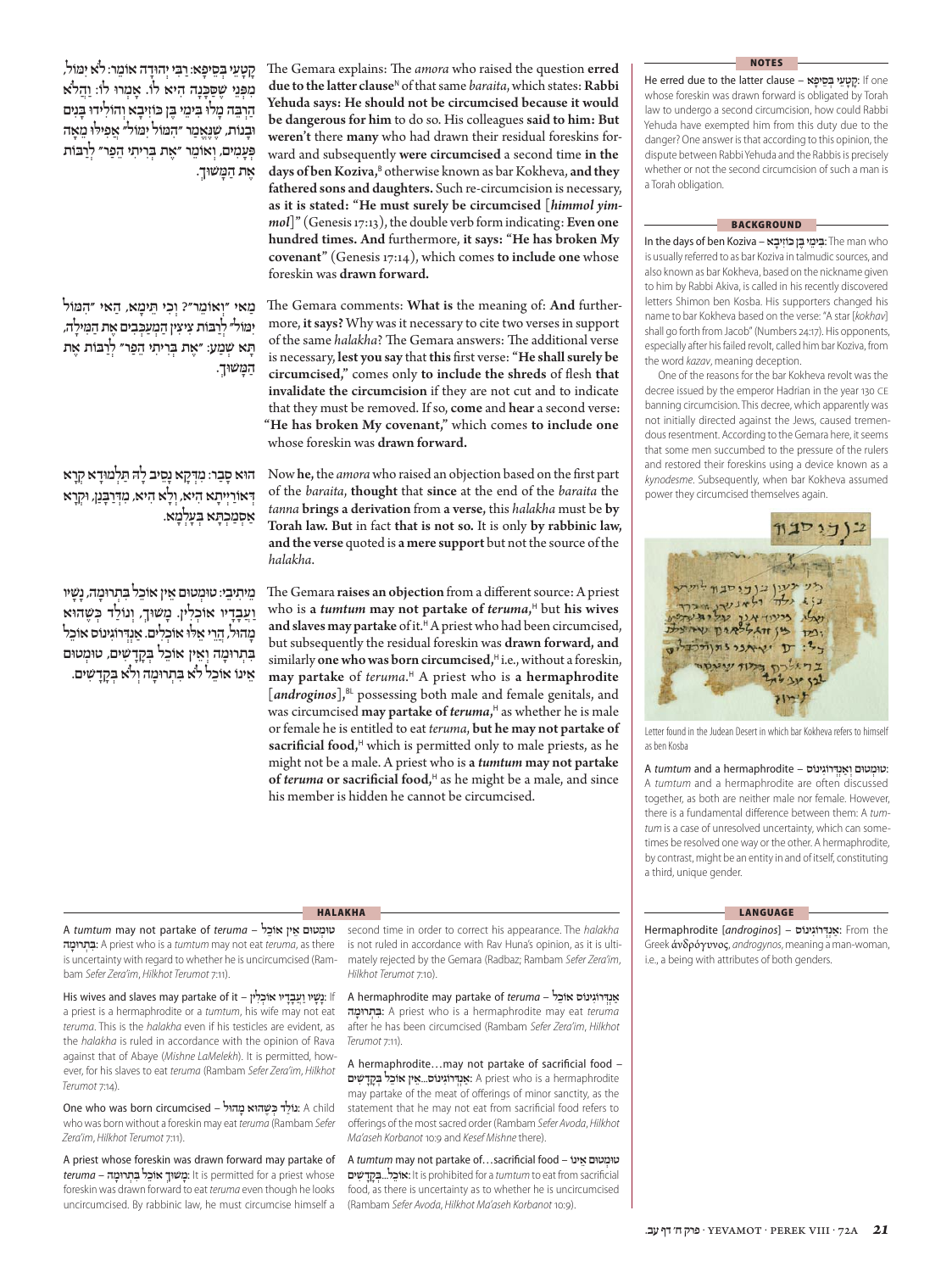קָטָעֵי בְּסֵיפָא: רַבִּי יְהוּדָה אוֹמֵר: לֹא יִמּוֹל, מִפְּנֵי שֶׁסַּכָּנָה הִיא לוֹ. אָמְרוּ לוֹ: וַהֲלֹא הַרְבֵּה מָלוּ בִּימֵי בֶּן כּוֹזִיבָא וְהוֹלִידוּ בָּנִים וּבָנוֹת, שֶׁנֶּאֱמַר ״הִמּוֹל יִמּוֹל״ אֲפִילּוּ מֵאָה פְּעָמִים, וְאוֹמֵר ״אֶת בְּרִיתִי הֵפַר״ לְרַבּוֹת אֶת הַמָּשׁוּךְ.

The Gemara explains: The *amora* who raised the question **erred due to the latter clause**[N] of that same *baraita*, which states: **Rabbi Yehuda says: He should not be circumcised because it would be dangerous for him** to do so. His colleagues **said to him: But weren't** there **many** who had drawn their residual foreskins forward and subsequently **were circumcised** a second time **in the days of ben Koziva,**[B] otherwise known as bar Kokheva, **and they fathered sons and daughters.** Such re-circumcision is necessary, **as it is stated: "He must surely be circumcised** [*himmol yimmol*]**"** (Genesis 17:13), the double verb form indicating: **Even one hundred times. And** furthermore, **it says: "He has broken My covenant"** (Genesis 17:14), which comes **to include one** whose foreskin was **drawn forward.**

מַאי ״וְאוֹמֵר״? וְכִי תֵּימָא, הַאי ״הִמּוֹל יִמּוֹל״ לְרַבּוֹת צִיצִין הַמְעַכְּבִים אֶת הַמִּילָה, תָּא שְׁמַע: ״אֶת בְּרִיתִי הֵפַר״ לְרַבּוֹת אֶת הַמָּשׁוּךְ.

The Gemara comments: **What is** the meaning of: **And** furthermore, **it says?** Why was it necessary to cite two verses in support of the same *halakha*? The Gemara answers: The additional verse is necessary, **lest you say** that **this** first verse: **"He shall surely be circumcised,"** comes only **to include the shreds** of flesh **that invalidate the circumcision** if they are not cut and to indicate that they must be removed. If so, **come** and **hear** a second verse: **"He has broken My covenant,"** which comes **to include one** whose foreskin was **drawn forward.**

הוּא סָבַר: מִדְּקָא נָסֵיב לַהּ תַּלְמוּדָא קְרָא דְּאוֹרַיְיתָא הִיא, וְלָא הִיא, מִדְּרַבָּנַן, וּקְרָא אַסְמַכְתָּא בְּעָלְמָא.

Now **he,** the *amora* who raised an objection based on the first part of the *baraita*, **thought** that **since** at the end of the *baraita* the *tanna* **brings a derivation** from **a verse,** this *halakha* must be **by Torah law. But** in fact **that is not so.** It is only **by rabbinic law, and the verse** quoted is **a mere support** but not the source of the *halakha*.

מֵיתִיבֵי: טוּמְטוּם אֵין אוֹכֵל בִּתְרוּמָה, נָשָׁיו וַעֲבָדָיו אוֹכְלִין. מָשׁוּךְ, וְנוֹלַד כְּשֶׁהוּא מָהוּל, הֲרֵי אֵלּוּ אוֹכְלִים. אַנְדְּרוֹגִינוֹס אוֹכֵל בִּתְרוּמָה וְאֵין אוֹכֵל בְּקָדָשִׁים, טוּמְטוּם אֵינוֹ אוֹכֵל לֹא בִּתְרוּמָה וְלֹא בְּקָדָשִׁים.

The Gemara **raises an objection** from a different source: A priest who is **a *tumtum* may not partake of *teruma*,**[H] but **his wives and slaves may partake** of it.[H] A priest who had been circumcised, but subsequently the residual foreskin was **drawn forward, and** similarly **one who was born circumcised,**[H] i.e., without a foreskin, **may partake** of *teruma*.[H] A priest who is **a hermaphrodite** [*androginos*],[BL] possessing both male and female genitals, and was circumcised **may partake of *teruma*,**[H] as whether he is male or female he is entitled to eat *teruma*, **but he may not partake of sacrificial food,**[H] which is permitted only to male priests, as he might not be a male. A priest who is **a *tumtum* may not partake of *teruma* or sacrificial food,**[H] as he might be a male, and since his member is hidden he cannot be circumcised.

## NOTES

He erred due to the latter clause – קָטָעֵי בְּסֵיפָא: If one whose foreskin was drawn forward is obligated by Torah law to undergo a second circumcision, how could Rabbi Yehuda have exempted him from this duty due to the danger? One answer is that according to this opinion, the dispute between Rabbi Yehuda and the Rabbis is precisely whether or not the second circumcision of such a man is a Torah obligation.

## BACKGROUND

In the days of ben Koziva – בִּימֵי בֶּן כּוֹזִיבָא: The man who is usually referred to as bar Koziva in talmudic sources, and also known as bar Kokheva, based on the nickname given to him by Rabbi Akiva, is called in his recently discovered letters Shimon ben Kosba. His supporters changed his name to bar Kokheva based on the verse: "A star [*kokhav*] shall go forth from Jacob" (Numbers 24:17). His opponents, especially after his failed revolt, called him bar Koziva, from the word *kazav*, meaning deception.

One of the reasons for the bar Kokheva revolt was the decree issued by the emperor Hadrian in the year 130 CE banning circumcision. This decree, which apparently was not initially directed against the Jews, caused tremendous resentment. According to the Gemara here, it seems that some men succumbed to the pressure of the rulers and restored their foreskins using a device known as a *kynodesme*. Subsequently, when bar Kokheva assumed power they circumcised themselves again.

Letter found in the Judean Desert in which bar Kokheva refers to himself as ben Kosba

A *tumtum* and a hermaphrodite – טוּמְטוּם וְאַנְדְּרוֹגִינוֹס: A *tumtum* and a hermaphrodite are often discussed together, as both are neither male nor female. However, there is a fundamental difference between them: A *tumtum* is a case of unresolved uncertainty, which can sometimes be resolved one way or the other. A hermaphrodite, by contrast, might be an entity in and of itself, constituting a third, unique gender.

## LANGUAGE

Hermaphrodite [*androginos*] – אַנְדְּרוֹגִינוֹס: From the Greek ἀνδρόγυνος, *androgynos*, meaning a man-woman, i.e., a being with attributes of both genders.

## HALAKHA

A *tumtum* may not partake of *teruma* – טוּמְטוּם אֵין אוֹכֵל בִּתְרוּמָה: A priest who is a *tumtum* may not eat *teruma*, as there is uncertainty with regard to whether he is uncircumcised (Rambam *Sefer Zera'im*, *Hilkhot Terumot* 7:11).

His wives and slaves may partake of it – נָשָׁיו וַעֲבָדָיו אוֹכְלִין: If a priest is a hermaphrodite or a *tumtum*, his wife may not eat *teruma*. This is the *halakha* even if his testicles are evident, as the *halakha* is ruled in accordance with the opinion of Rava against that of Abaye (*Mishne LaMelekh*). It is permitted, however, for his slaves to eat *teruma* (Rambam *Sefer Zera'im*, *Hilkhot Terumot* 7:14).

One who was born circumcised – נוֹלַד כְּשֶׁהוּא מָהוּל: A child who was born without a foreskin may eat *teruma* (Rambam *Sefer Zera'im*, *Hilkhot Terumot* 7:11).

A priest whose foreskin was drawn forward may partake of *teruma* – מָשׁוּךְ אוֹכֵל בִּתְרוּמָה: It is permitted for a priest whose foreskin was drawn forward to eat *teruma* even though he looks uncircumcised. By rabbinic law, he must circumcise himself a second time in order to correct his appearance. The *halakha* is not ruled in accordance with Rav Huna's opinion, as it is ultimately rejected by the Gemara (Radbaz; Rambam *Sefer Zera'im*, *Hilkhot Terumot* 7:10).

A hermaphrodite may partake of *teruma* – אַנְדְּרוֹגִינוֹס אוֹכֵל בִּתְרוּמָה: A priest who is a hermaphrodite may eat *teruma* after he has been circumcised (Rambam *Sefer Zera'im*, *Hilkhot Terumot* 7:11).

A hermaphrodite…may not partake of sacrificial food – אַנְדְּרוֹגִינוֹס...אֵין אוֹכֵל בְּקָדָשִׁים: A priest who is a hermaphrodite may partake of the meat of offerings of minor sanctity, as the statement that he may not eat from sacrificial food refers to offerings of the most sacred order (Rambam *Sefer Avoda*, *Hilkhot Ma'aseh Korbanot* 10:9 and *Kesef Mishne* there).

A *tumtum* may not partake of…sacrificial food – טוּמְטוּם אֵינוֹ אוֹכֵל...בְּקָדָשִׁים: It is prohibited for a *tumtum* to eat from sacrificial food, as there is uncertainty as to whether he is uncircumcised (Rambam *Sefer Avoda*, *Hilkhot Ma'aseh Korbanot* 10:9).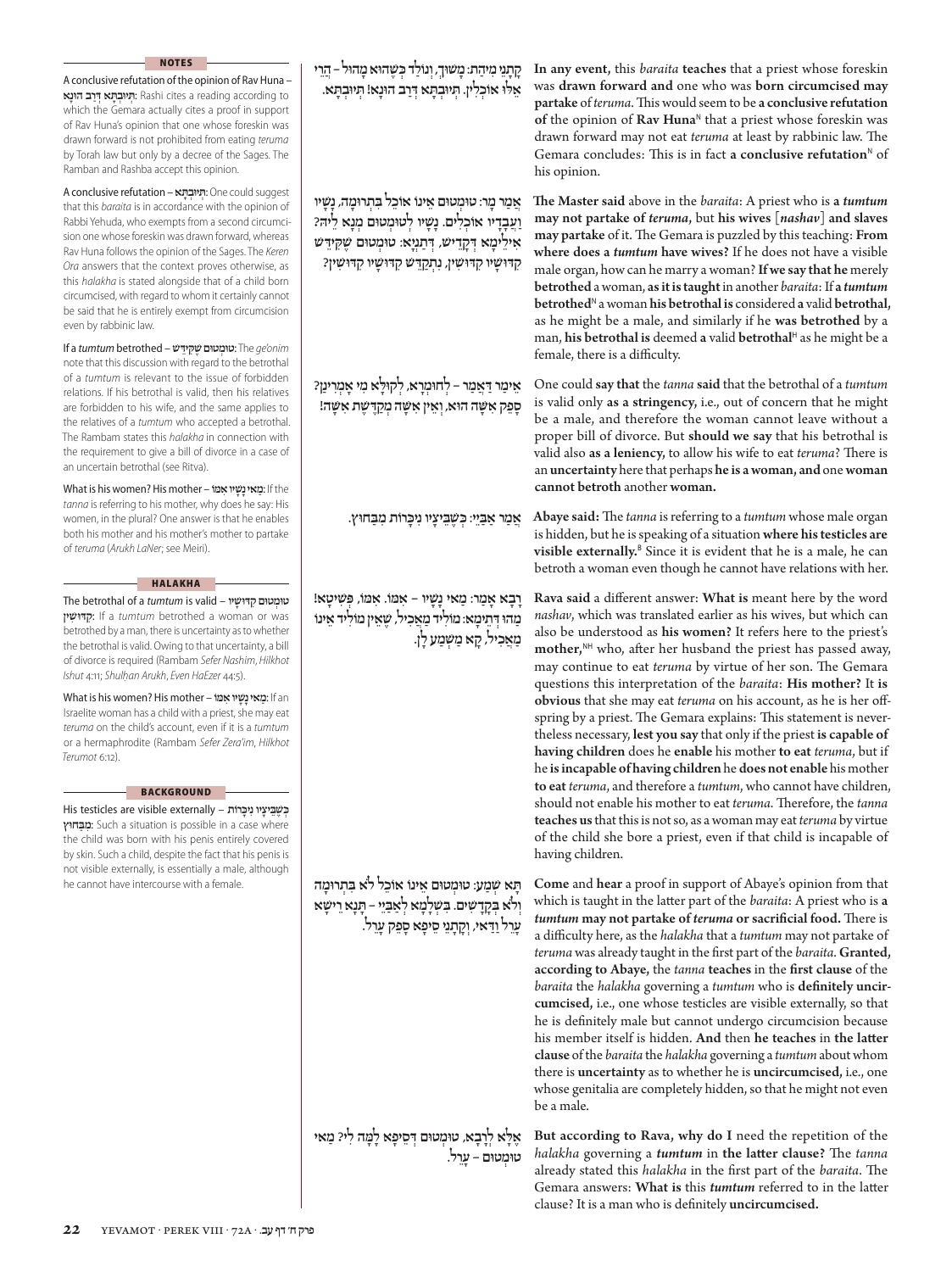**NOTES**

A conclusive refutation of the opinion of Rav Huna – תְּיוּבְתָּא דְּרַב הוּנָא: Rashi cites a reading according to which the Gemara actually cites a proof in support of Rav Huna's opinion that one whose foreskin was drawn forward is not prohibited from eating *teruma* by Torah law but only by a decree of the Sages. The Ramban and Rashba accept this opinion.

A conclusive refutation – תְּיוּבְתָּא: One could suggest that this *baraita* is in accordance with the opinion of Rabbi Yehuda, who exempts from a second circumcision one whose foreskin was drawn forward, whereas Rav Huna follows the opinion of the Sages. The *Keren Ora* answers that the context proves otherwise, as this *halakha* is stated alongside that of a child born circumcised, with regard to whom it certainly cannot be said that he is entirely exempt from circumcision even by rabbinic law.

If a *tumtum* betrothed – טוּמְטוּם שֶׁקִּידֵּשׁ: The *ge'onim* note that this discussion with regard to the betrothal of a *tumtum* is relevant to the issue of forbidden relations. If his betrothal is valid, then his relatives are forbidden to his wife, and the same applies to the relatives of a *tumtum* who accepted a betrothal. The Rambam states this *halakha* in connection with the requirement to give a bill of divorce in a case of an uncertain betrothal (see Ritva).

What is his women? His mother – מַאי נָשָׁיו אִמּוֹ: If the *tanna* is referring to his mother, why does he say: His women, in the plural? One answer is that he enables both his mother and his mother's mother to partake of *teruma* (*Arukh LaNer*; see Meiri).

**HALAKHA**

The betrothal of a *tumtum* is valid – טוּמְטוּם קִדּוּשָׁיו קִדּוּשִׁין: If a *tumtum* betrothed a woman or was betrothed by a man, there is uncertainty as to whether the betrothal is valid. Owing to that uncertainty, a bill of divorce is required (Rambam *Sefer Nashim*, *Hilkhot Ishut* 4:11; *Shulḥan Arukh*, *Even HaEzer* 44:5).

What is his women? His mother – מַאי נָשָׁיו אִמּוֹ: If an Israelite woman has a child with a priest, she may eat *teruma* on the child's account, even if it is a *tumtum* or a hermaphrodite (Rambam *Sefer Zera'im*, *Hilkhot Terumot* 6:12).

**BACKGROUND**

His testicles are visible externally – כְּשֶׁבֵּיצָיו נִיכָּרוֹת מִבַּחוּץ: Such a situation is possible in a case where the child was born with his penis entirely covered by skin. Such a child, despite the fact that his penis is not visible externally, is essentially a male, although he cannot have intercourse with a female.

---

קָתָנֵי מִיהַת: מָשׁוּךְ, וְנוֹלָד כְּשֶׁהוּא מָהוּל – הֲרֵי אֵלּוּ אוֹכְלִין. תְּיוּבְתָּא דְּרַב הוּנָא! תְּיוּבְתָּא.

**In any event,** this *baraita* **teaches** that a priest whose foreskin was **drawn forward and** one who was **born circumcised may partake** of *teruma*. This would seem to be **a conclusive refutation of** the opinion of **Rav Huna**[N] that a priest whose foreskin was drawn forward may not eat *teruma* at least by rabbinic law. The Gemara concludes: This is in fact **a conclusive refutation**[N] of his opinion.

אָמַר מָר: טוּמְטוּם אֵינוֹ אוֹכֵל בִּתְרוּמָה, נָשָׁיו וַעֲבָדָיו אוֹכְלִים. נָשָׁיו לְטוּמְטוּם מְנָא לֵיהּ? אִילֵימָא דְּקַדֵּישׁ, דְּתַנְיָא: טוּמְטוּם שֶׁקִּידֵּשׁ קִדּוּשָׁיו קִדּוּשִׁין, נִתְקַדֵּשׁ קִדּוּשָׁיו קִדּוּשִׁין?

**The Master said** above in the *baraita*: A priest who is **a *tumtum* may not partake of *teruma*,** but **his wives** [*nashav*] **and slaves may partake** of it. The Gemara is puzzled by this teaching: **From where does a *tumtum* have wives?** If he does not have a visible male organ, how can he marry a woman? **If we say that he** merely **betrothed** a woman, **as it is taught** in another *baraita*: If **a *tumtum* betrothed**[N] a woman **his betrothal is** considered **a** valid **betrothal,** as he might be a male, and similarly if he **was betrothed** by a man, **his betrothal is** deemed **a** valid **betrothal**[H] as he might be a female, there is a difficulty.

אֵימַר דַּאֲמַר – לְחוּמְרָא, לְקוּלָּא מִי אָמְרִינַן? סָפֵק אִשָּׁה הוּא, וְאֵין אִשָּׁה מְקַדֶּשֶׁת אִשָּׁה!

One could **say that** the *tanna* **said** that the betrothal of a *tumtum* is valid only **as a stringency,** i.e., out of concern that he might be a male, and therefore the woman cannot leave without a proper bill of divorce. But **should we say** that his betrothal is valid also **as a leniency,** to allow his wife to eat *teruma*? There is an **uncertainty** here that perhaps **he is a woman, and** one **woman cannot betroth** another **woman.**

אָמַר אַבָּיֵי: כְּשֶׁבֵּיצָיו נִיכָּרוֹת מִבַּחוּץ.

**Abaye said:** The *tanna* is referring to a *tumtum* whose male organ is hidden, but he is speaking of a situation **where his testicles are visible externally.**[B] Since it is evident that he is a male, he can betroth a woman even though he cannot have relations with her.

רָבָא אָמַר: מַאי נָשָׁיו – אִמּוֹ. אִמּוֹ, פְּשִׁיטָא! מַהוּ דְּתֵימָא: מוֹלִיד מַאֲכִיל, שֶׁאֵין מוֹלִיד אֵינוֹ מַאֲכִיל, קָא מַשְׁמַע לַן.

**Rava said** a different answer: **What is** meant here by the word *nashav*, which was translated earlier as his wives, but which can also be understood as **his women?** It refers here to the priest's **mother,**[NH] who, after her husband the priest has passed away, may continue to eat *teruma* by virtue of her son. The Gemara questions this interpretation of the *baraita*: **His mother?** It **is obvious** that she may eat *teruma* on his account, as he is her offspring by a priest. The Gemara explains: This statement is nevertheless necessary, **lest you say** that only if the priest **is capable of having children** does he **enable** his mother **to eat** *teruma*, but if he **is incapable of having children** he **does not enable** his mother **to eat** *teruma*, and therefore a *tumtum*, who cannot have children, should not enable his mother to eat *teruma*. Therefore, the *tanna* **teaches us** that this is not so, as a woman may eat *teruma* by virtue of the child she bore a priest, even if that child is incapable of having children.

תָּא שְׁמַע: טוּמְטוּם אֵינוֹ אוֹכֵל לֹא בִּתְרוּמָה וְלֹא בְּקָדָשִׁים. בִּשְׁלָמָא לְאַבָּיֵי – תָּנָא רֵישָׁא עָרֵל וַדַּאי, וְקָתָנֵי סֵיפָא סָפֵק עָרֵל.

**Come** and **hear** a proof in support of Abaye's opinion from that which is taught in the latter part of the *baraita*: A priest who is **a *tumtum* may not partake of *teruma* or sacrificial food.** There is a difficulty here, as the *halakha* that a *tumtum* may not partake of *teruma* was already taught in the first part of the *baraita*. **Granted, according to Abaye,** the *tanna* **teaches** in the **first clause** of the *baraita* the *halakha* governing a *tumtum* who is **definitely uncircumcised,** i.e., one whose testicles are visible externally, so that he is definitely male but cannot undergo circumcision because his member itself is hidden. **And** then **he teaches** in **the latter clause** of the *baraita* the *halakha* governing a *tumtum* about whom there is **uncertainty** as to whether he is **uncircumcised,** i.e., one whose genitalia are completely hidden, so that he might not even be a male.

אֶלָּא לְרָבָא, טוּמְטוּם דְּסֵיפָא לָמָּה לִי? מַאי טוּמְטוּם – עָרֵל.

**But according to Rava, why do I** need the repetition of the *halakha* governing a *tumtum* in **the latter clause?** The *tanna* already stated this *halakha* in the first part of the *baraita*. The Gemara answers: **What is** this ***tumtum*** referred to in the latter clause? It is a man who is definitely **uncircumcised.**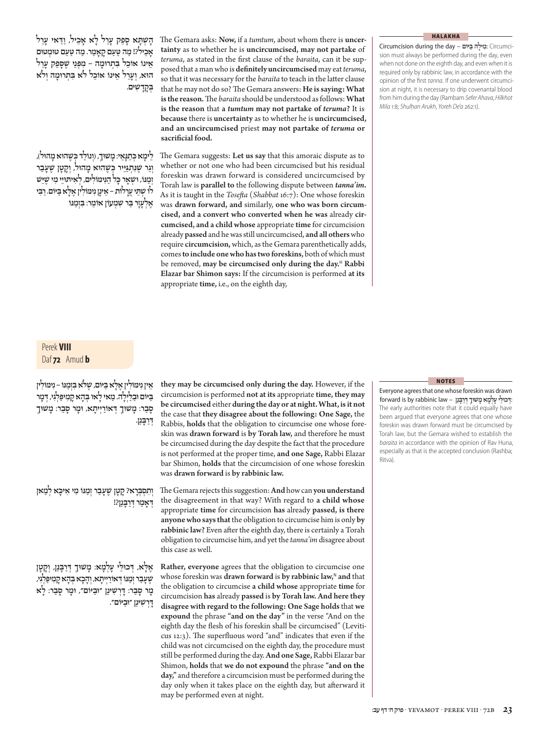הָשְׁתָּא סָפֵק עָרֵל לָא אָכֵיל, וַדַּאי עָרֵל אָכֵיל?! מָה טַעַם קָאָמַר. מָה טַעַם טוּמְטוּם אֵינוֹ אוֹכֵל בִּתְרוּמָה – מִפְּנֵי שֶׁסָּפֵק עָרֵל הוּא, וְעָרֵל אֵינוֹ אוֹכֵל לֹא בִּתְרוּמָה וְלֹא בְּקָדָשִׁים.

The Gemara asks: **Now,** if a *tumtum*, about whom there is **uncertainty** as to whether he is **uncircumcised, may not partake** of *teruma*, as stated in the first clause of the *baraita*, can it be supposed that a man who is **definitely uncircumcised** may eat *teruma*, so that it was necessary for the *baraita* to teach in the latter clause that he may not do so? The Gemara answers: **He is saying: What is the reason.** The *baraita* should be understood as follows: **What is the reason** that **a *tumtum* may not partake of *teruma*?** It is **because** there is **uncertainty** as to whether he is **uncircumcised, and an uncircumcised** priest **may not partake of *teruma* or sacrificial food.**

לֵימָא כְּתַנָּאֵי: מָשׁוּךְ, (וְנוֹלַד כְּשֶׁהוּא מָהוּל), וְגֵר שֶׁנִּתְגַּיֵּיר כְּשֶׁהוּא מָהוּל, וְקָטָן שֶׁעָבַר זְמַנּוֹ, וּשְׁאָר כׇּל הַנִּימּוֹלִים, לְאֵיתוֹיֵי מִי שֶׁיֵּשׁ לוֹ שְׁתֵּי עָרְלוֹת – אֵינָן נִימּוֹלִין אֶלָּא בַּיּוֹם. רַבִּי אֶלְעָזָר בַּר שִׁמְעוֹן אוֹמֵר: בִּזְמַנּוֹ

The Gemara suggests: **Let us say** that this amoraic dispute as to whether or not one who had been circumcised but his residual foreskin was drawn forward is considered uncircumcised by Torah law is **parallel to** the following dispute between *tanna'im*. As it is taught in the *Tosefta* (*Shabbat* 16:7): One whose foreskin was **drawn forward, and** similarly, **one who was born circumcised, and a convert who converted when he was** already **circumcised, and a child whose** appropriate **time** for circumcision already **passed** and he was still uncircumcised, **and all others** who require **circumcision,** which, as the Gemara parenthetically adds, comes **to include one who has two foreskins,** both of which must be removed, **may be circumcised only during the day.**[H] **Rabbi Elazar bar Shimon says:** If the circumcision is performed **at its** appropriate **time,** i.e., on the eighth day,

**HALAKHA**

Circumcision during the day – מִילָה בַּיּוֹם: Circumcision must always be performed during the day, even when not done on the eighth day, and even when it is required only by rabbinic law, in accordance with the opinion of the first *tanna*. If one underwent circumcision at night, it is necessary to drip covenantal blood from him during the day (Rambam *Sefer Ahava*, *Hilkhot Mila* 1:8; *Shulhan Arukh*, *Yoreh De'a* 262:1).

Perek **VIII**
Daf **72** Amud **b**

אֵין נִימּוֹלִין אֶלָּא בַּיּוֹם, שֶׁלֹּא בִּזְמַנּוֹ – נִימּוֹלִין בַּיּוֹם וּבַלַּיְלָה. מַאי לָאו בְּהָא קָמִיפַּלְגִי, דְּמָר סָבַר: מָשׁוּךְ דְּאוֹרַיְיתָא, וּמָר סָבַר: מָשׁוּךְ דְּרַבָּנַן.

**they may be circumcised only during the day.** However, if the circumcision is performed **not at its** appropriate **time, they may be circumcised** either **during the day or at night. What, is it not** the case that **they disagree about the following: One Sage,** the Rabbis, **holds** that the obligation to circumcise one whose foreskin was **drawn forward** is **by Torah law,** and therefore he must be circumcised during the day despite the fact that the procedure is not performed at the proper time, **and one Sage,** Rabbi Elazar bar Shimon, **holds** that the circumcision of one whose foreskin was **drawn forward** is **by rabbinic law.**

וְתִסְבְּרָא? קָטָן שֶׁעָבַר זְמַנּוֹ מִי אִיכָּא לְמַאן דְּאָמַר דְּרַבָּנַן?!

The Gemara rejects this suggestion: **And** how can **you understand** the disagreement in that way? With regard to **a child whose** appropriate **time** for circumcision **has** already **passed, is there anyone who says that** the obligation to circumcise him is only **by rabbinic law?** Even after the eighth day, there is certainly a Torah obligation to circumcise him, and yet the *tanna'im* disagree about this case as well.

אֶלָּא, דְּכוּלֵּי עָלְמָא: מָשׁוּךְ דְּרַבָּנַן, וְקָטָן שֶׁעָבַר זְמַנּוֹ דְּאוֹרַיְיתָא, וְהָכָא בְּהָא קָמִיפַּלְגִי, מָר סָבַר: דָּרְשִׁינַן ״וּבַיּוֹם״, וּמָר סָבַר: לָא דָּרְשִׁינַן ״וּבַיּוֹם״.

**Rather, everyone** agrees that the obligation to circumcise one whose foreskin was **drawn forward** is **by rabbinic law,**[N] **and** that the obligation to circumcise **a child whose** appropriate **time** for circumcision **has** already **passed** is **by Torah law. And here they disagree with regard to the following: One Sage holds** that **we expound** the phrase **"and on the day"** in the verse "And on the eighth day the flesh of his foreskin shall be circumcised" (Leviticus 12:3). The superfluous word "and" indicates that even if the child was not circumcised on the eighth day, the procedure must still be performed during the day. **And one Sage,** Rabbi Elazar bar Shimon, **holds** that **we do not expound** the phrase **"and on the day,"** and therefore a circumcision must be performed during the day only when it takes place on the eighth day, but afterward it may be performed even at night.

**NOTES**

Everyone agrees that one whose foreskin was drawn forward is by rabbinic law – דְּכוּלֵּי עָלְמָא מָשׁוּךְ דְּרַבָּנַן: The early authorities note that it could equally have been argued that everyone agrees that one whose foreskin was drawn forward must be circumcised by Torah law, but the Gemara wished to establish the *baraita* in accordance with the opinion of Rav Huna, especially as that is the accepted conclusion (Rashba; Ritva).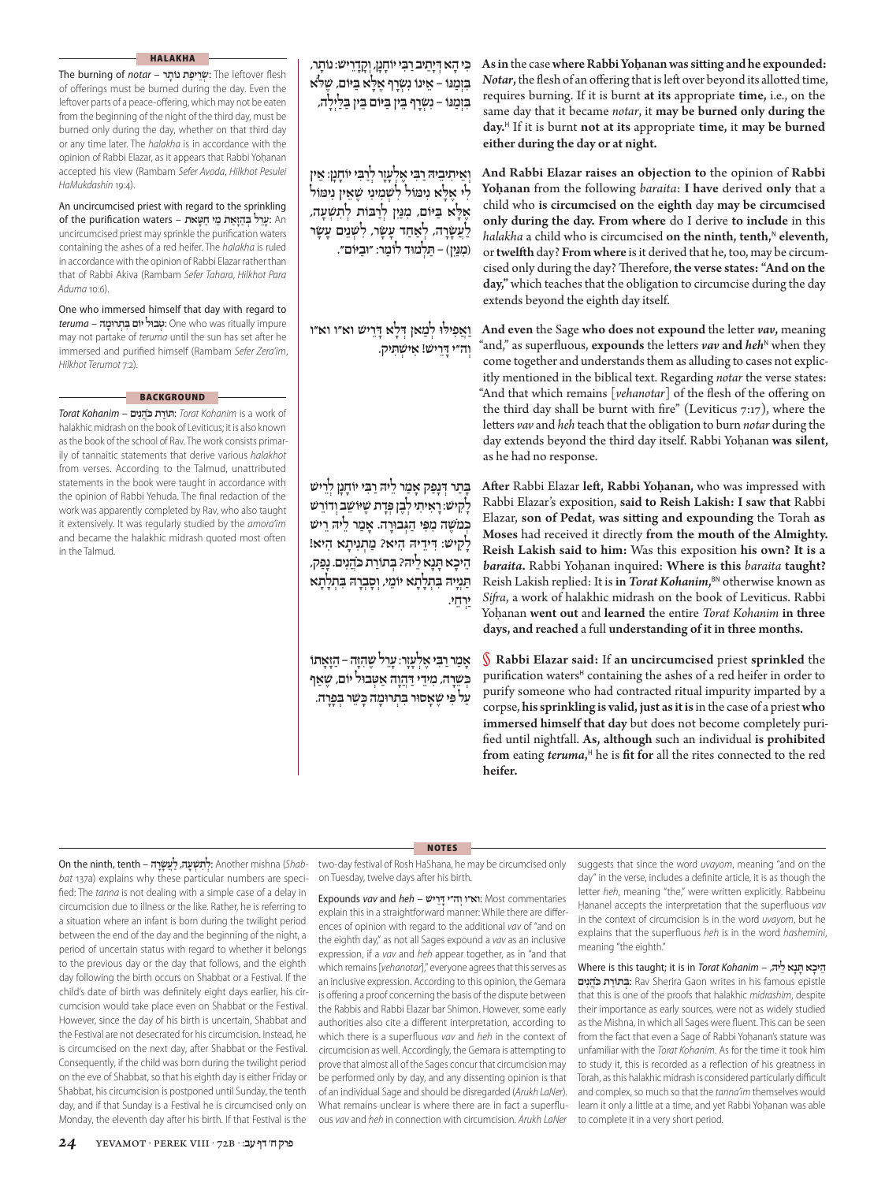## HALAKHA

The burning of *notar* – **שְׂרֵיפַת נוֹתָר**: The leftover flesh of offerings must be burned during the day. Even the leftover parts of a peace-offering, which may not be eaten from the beginning of the night of the third day, must be burned only during the day, whether on that third day or any time later. The *halakha* is in accordance with the opinion of Rabbi Elazar, as it appears that Rabbi Yoḥanan accepted his view (Rambam *Sefer Avoda*, *Hilkhot Pesulei HaMukdashin* 19:4).

An uncircumcised priest with regard to the sprinkling of the purification waters – **עָרֵל בְּהַזָּאַת מֵי חַטָּאת**: An uncircumcised priest may sprinkle the purification waters containing the ashes of a red heifer. The *halakha* is ruled in accordance with the opinion of Rabbi Elazar rather than that of Rabbi Akiva (Rambam *Sefer Tahara*, *Hilkhot Para Aduma* 10:6).

One who immersed himself that day with regard to *teruma* – **טְבוּל יוֹם בִּתְרוּמָה**: One who was ritually impure may not partake of *teruma* until the sun has set after he immersed and purified himself (Rambam *Sefer Zera'im*, *Hilkhot Terumot* 7:2).

## BACKGROUND

*Torat Kohanim* – **תּוֹרַת כֹּהֲנִים**: *Torat Kohanim* is a work of halakhic midrash on the book of Leviticus; it is also known as the book of the school of Rav. The work consists primarily of tannaitic statements that derive various *halakhot* from verses. According to the Talmud, unattributed statements in the book were taught in accordance with the opinion of Rabbi Yehuda. The final redaction of the work was apparently completed by Rav, who also taught it extensively. It was regularly studied by the *amora'im* and became the halakhic midrash quoted most often in the Talmud.

---

כִּי הָא דְּיָתֵיב רַבִּי יוֹחָנָן, וְקָדָרֵישׁ: נוֹתָר, בִּזְמַנּוֹ – אֵינוֹ נִשְׂרָף אֶלָּא בַּיּוֹם, שֶׁלֹּא בִּזְמַנּוֹ – נִשְׂרָף בֵּין בַּיּוֹם בֵּין בַּלַּיְלָה.

**As in** the case **where Rabbi Yoḥanan was sitting and he expounded:** *Notar*, the flesh of an offering that is left over beyond its allotted time, requires burning. If it is burnt **at its** appropriate **time,** i.e., on the same day that it became *notar*, it **may be burned only during the day.**[H] If it is burnt **not at its** appropriate **time,** it **may be burned either during the day or at night.**

וְאֵיתִיבֵיהּ רַבִּי אֶלְעָזָר לְרַבִּי יוֹחָנָן: אֵין לִי אֶלָּא נִימּוֹל לִשְׁמִינִי שֶׁאֵין נִימּוֹל אֶלָּא בַּיּוֹם, מִנַּיִן לְרַבּוֹת לְתִשְׁעָה, לַעֲשָׂרָה, לְאַחַד עָשָׂר, לִשְׁנֵים עָשָׂר (מִנַּיִן) – תַּלְמוּד לוֹמַר: ״וּבַיּוֹם״.

**And Rabbi Elazar raises an objection to** the opinion of **Rabbi Yoḥanan** from the following *baraita*: **I have** derived **only** that a child who **is circumcised on** the **eighth** day **may be circumcised only during the day. From where** do I derive **to include** in this *halakha* a child who is circumcised **on the ninth, tenth,**[N] **eleventh,** or **twelfth** day? **From where** is it derived that he, too, may be circumcised only during the day? Therefore, **the verse states: "And on the day,"** which teaches that the obligation to circumcise during the day extends beyond the eighth day itself.

וַאֲפִילּוּ לְמַאן דְּלָא דָּרֵישׁ וא״ו וא״ו וְה״י דָּרֵישׁ! אִישְׁתִּיק.

**And even** the Sage **who does not expound** the letter *vav*, meaning "and," as superfluous, **expounds** the letters ***vav* and *heh***[N] when they come together and understands them as alluding to cases not explicitly mentioned in the biblical text. Regarding *notar* the verse states: "And that which remains [*vehanotar*] of the flesh of the offering on the third day shall be burnt with fire" (Leviticus 7:17), where the letters *vav* and *heh* teach that the obligation to burn *notar* during the day extends beyond the third day itself. Rabbi Yoḥanan **was silent,** as he had no response.

בָּתַר דִּנְפַק אָמַר לֵיהּ רַבִּי יוֹחָנָן לְרֵישׁ לָקִישׁ: רָאִיתִי לְבֶן פְּדָת שֶׁיּוֹשֵׁב וְדוֹרֵשׁ כְּמֹשֶׁה מִפִּי הַגְּבוּרָה. אָמַר לֵיהּ רֵישׁ לָקִישׁ: דִּידֵיהּ הִיא? מַתְנִיתָא הִיא! הֵיכָא תָּנָא לַיהּ? בְּתוֹרַת כֹּהֲנִים. נְפַק, תַּנְיֵיהּ בִּתְלָתָא יוֹמֵי, וְסַבְרָהּ בִּתְלָתָא יַרְחֵי.

**After** Rabbi Elazar **left, Rabbi Yoḥanan,** who was impressed with Rabbi Elazar's exposition, **said to Reish Lakish: I saw that** Rabbi Elazar, **son of Pedat, was sitting and expounding** the Torah **as Moses** had received it directly **from the mouth of the Almighty. Reish Lakish said to him:** Was this exposition **his own? It is a *baraita*.** Rabbi Yoḥanan inquired: **Where is this** *baraita* **taught?** Reish Lakish replied: It is **in *Torat Kohanim*,**[BN] otherwise known as *Sifra*, a work of halakhic midrash on the book of Leviticus. Rabbi Yoḥanan **went out** and **learned** the entire *Torat Kohanim* **in three days, and reached** a full **understanding of it in three months.**

אָמַר רַבִּי אֶלְעָזָר: עָרֵל שֶׁהִזָּה – הַזָּאָתוֹ כְּשֵׁרָה, מִידֵּי דַּהֲוָה אַטְּבוּל יוֹם, שֶׁאַף עַל פִּי שֶׁאָסוּר בִּתְרוּמָה כָּשֵׁר בְּפָרָה.

§ **Rabbi Elazar said:** If **an uncircumcised** priest **sprinkled** the purification waters[H] containing the ashes of a red heifer in order to purify someone who had contracted ritual impurity imparted by a corpse, **his sprinkling is valid, just as it is** in the case of a priest **who immersed himself that day** but does not become completely purified until nightfall. **As, although** such an individual **is prohibited from** eating ***teruma*,**[H] he is **fit for** all the rites connected to the red **heifer.**

---

## NOTES

On the ninth, tenth – **לְתִשְׁעָה, לַעֲשָׂרָה**: Another mishna (*Shabbat* 137a) explains why these particular numbers are specified: The *tanna* is not dealing with a simple case of a delay in circumcision due to illness or the like. Rather, he is referring to a situation where an infant is born during the twilight period between the end of the day and the beginning of the night, a period of uncertain status with regard to whether it belongs to the previous day or the day that follows, and the eighth day following the birth occurs on Shabbat or a Festival. If the child's date of birth was definitely eight days earlier, his circumcision would take place even on Shabbat or the Festival. However, since the day of his birth is uncertain, Shabbat and the Festival are not desecrated for his circumcision. Instead, he is circumcised on the next day, after Shabbat or the Festival. Consequently, if the child was born during the twilight period on the eve of Shabbat, so that his eighth day is either Friday or Shabbat, his circumcision is postponed until Sunday, the tenth day, and if that Sunday is a Festival he is circumcised only on Monday, the eleventh day after his birth. If that Festival is the two-day festival of Rosh HaShana, he may be circumcised only on Tuesday, twelve days after his birth.

Expounds *vav* and *heh* – **וא״ו וְה״י דָּרֵישׁ**: Most commentaries explain this in a straightforward manner: While there are differences of opinion with regard to the additional *vav* of "and on the eighth day," as not all Sages expound a *vav* as an inclusive expression, if a *vav* and *heh* appear together, as in "and that which remains [*vehanotar*]," everyone agrees that this serves as an inclusive expression. According to this opinion, the Gemara is offering a proof concerning the basis of the dispute between the Rabbis and Rabbi Elazar bar Shimon. However, some early authorities also cite a different interpretation, according to which there is a superfluous *vav* and *heh* in the context of circumcision as well. Accordingly, the Gemara is attempting to prove that almost all of the Sages concur that circumcision may be performed only by day, and any dissenting opinion is that of an individual Sage and should be disregarded (*Arukh LaNer*). What remains unclear is where there are in fact a superfluous *vav* and *heh* in connection with circumcision. *Arukh LaNer* suggests that since the word *uvayom*, meaning "and on the day" in the verse, includes a definite article, it is as though the letter *heh*, meaning "the," were written explicitly. Rabbeinu Ḥananel accepts the interpretation that the superfluous *vav* in the context of circumcision is in the word *uvayom*, but he explains that the superfluous *heh* is in the word *hashemini*, meaning "the eighth."

Where is this taught; it is in *Torat Kohanim* – **הֵיכָא תָּנָא לַיהּ, בְּתוֹרַת כֹּהֲנִים**: Rav Sherira Gaon writes in his famous epistle that this is one of the proofs that halakhic *midrashim*, despite their importance as early sources, were not as widely studied as the Mishna, in which all Sages were fluent. This can be seen from the fact that even a Sage of Rabbi Yoḥanan's stature was unfamiliar with the *Torat Kohanim*. As for the time it took him to study it, this is recorded as a reflection of his greatness in Torah, as this halakhic midrash is considered particularly difficult and complex, so much so that the *tanna'im* themselves would learn it only a little at a time, and yet Rabbi Yoḥanan was able to complete it in a very short period.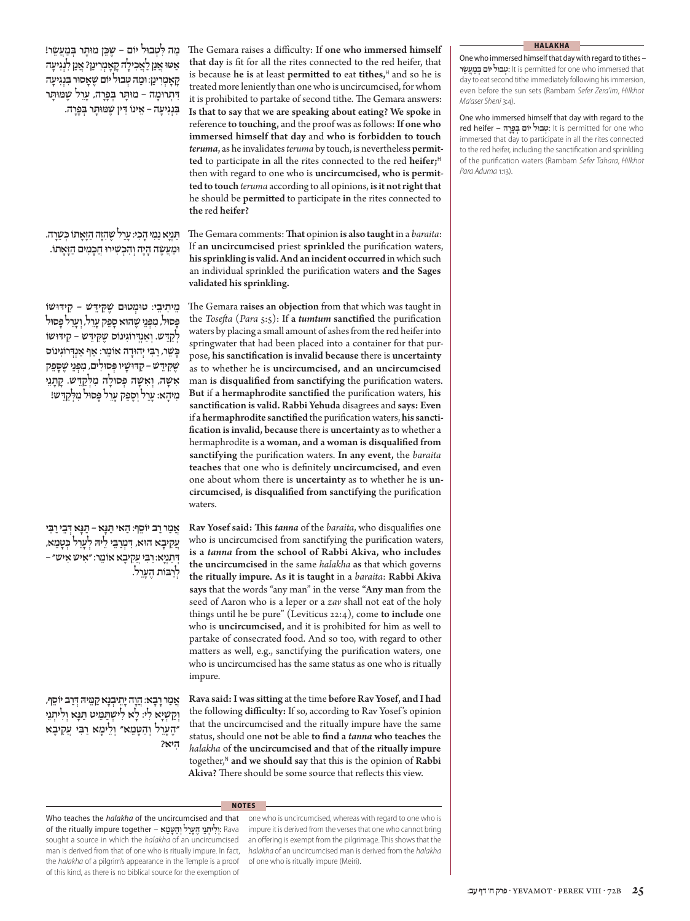מַה לִּטְבוּל יוֹם – שֶׁכֵּן מוּתָּר בְּמַעֲשֵׂר! אַטּוּ אֲנַן לַאֲכִילָה קָאָמְרִינַן? אֲנַן לִנְגִיעָה קָאָמְרִינַן: וּמַה טְּבוּל יוֹם שֶׁאָסוּר בִּנְגִיעָה דִּתְרוּמָה – מוּתָּר בְּפָרָה, עָרֵל שֶׁמּוּתָּר בִּנְגִיעָה – אֵינוֹ דִּין שֶׁמּוּתָּר בְּפָרָה.

The Gemara raises a difficulty: If **one who immersed himself that day** is fit for all the rites connected to the red heifer, that is because **he is** at least **permitted to** eat **tithes,**[H] and so he is treated more leniently than one who is uncircumcised, for whom it is prohibited to partake of second tithe. The Gemara answers: **Is that to say** that **we are speaking about eating? We spoke** in reference **to touching,** and the proof was as follows: **If one who immersed himself that day** and **who is forbidden to touch** *teruma*, as he invalidates *teruma* by touch, is nevertheless **permitted** to participate **in** all the rites connected to the red **heifer;**[H] then with regard to one who is **uncircumcised, who is permitted to touch** *teruma* according to all opinions, **is it not right that** he should be **permitted** to participate **in** the rites connected to **the** red **heifer?**

תַּנְיָא נַמִי הָכִי: עָרֵל שֶׁהִזָּה הַזָּאָתוֹ כְּשֵׁרָה. וּמַעֲשֶׂה הָיָה וְהִכְשִׁירוּ חֲכָמִים הַזָּאָתוֹ.

The Gemara comments: **That** opinion **is also taught** in a *baraita*: If **an uncircumcised** priest **sprinkled** the purification waters, **his sprinkling is valid. And an incident occurred** in which such an individual sprinkled the purification waters **and the Sages validated his sprinkling.**

מֵיתִיבִי: טוּמְטוּם שֶׁקִּידֵּשׁ – קִידּוּשׁוֹ פָּסוּל, מִפְּנֵי שֶׁהוּא סָפֵק עָרֵל, וְעָרֵל פָּסוּל לְקַדֵּשׁ. וְאַנְדְּרוֹגִינוֹס שֶׁקִּידֵּשׁ – קִידּוּשׁוֹ כָּשֵׁר. רַבִּי יְהוּדָה אוֹמֵר: אַף אַנְדְּרוֹגִינוֹס שֶׁקִּידֵּשׁ – קִדּוּשָׁיו פְּסוּלִים, מִפְּנֵי שֶׁסָּפֵק אִשָּׁה, וְאִשָּׁה פְּסוּלָה מִלְּקַדֵּשׁ. קָתָנֵי מִיהָא: עָרֵל וְסָפֵק עָרֵל פָּסוּל מִלְּקַדֵּשׁ!

The Gemara **raises an objection** from that which was taught in the *Tosefta* (*Para* 5:5): If **a** *tumtum* **sanctified** the purification waters by placing a small amount of ashes from the red heifer into springwater that had been placed into a container for that purpose, **his sanctification is invalid because** there is **uncertainty** as to whether he is **uncircumcised, and an uncircumcised** man **is disqualified from sanctifying** the purification waters. **But** if **a hermaphrodite sanctified** the purification waters, **his sanctification is valid. Rabbi Yehuda** disagrees and **says: Even** if **a hermaphrodite sanctified** the purification waters, **his sanctification is invalid, because** there is **uncertainty** as to whether a hermaphrodite is **a woman, and a woman is disqualified from sanctifying** the purification waters. **In any event,** the *baraita* **teaches** that one who is definitely **uncircumcised, and** even one about whom there is **uncertainty** as to whether he is **uncircumcised, is disqualified from sanctifying** the purification waters.

אָמַר רַב יוֹסֵף: הַאי תַּנָּא – תַּנָּא דְּבֵי רַבִּי עֲקִיבָא הוּא, דְּמַרְבֵּי לֵיהּ לְעָרֵל כְּטָמֵא, דְּתַנְיָא: רַבִּי עֲקִיבָא אוֹמֵר: ״אִישׁ אִישׁ״ – לְרַבּוֹת הֶעָרֵל.

**Rav Yosef said: This** *tanna* of the *baraita*, who disqualifies one who is uncircumcised from sanctifying the purification waters, **is a** *tanna* **from the school of Rabbi Akiva, who includes the uncircumcised** in the same *halakha* **as** that which governs **the ritually impure. As it is taught** in a *baraita*: **Rabbi Akiva says** that the words "any man" in the verse **"Any man** from the seed of Aaron who is a leper or a *zav* shall not eat of the holy things until he be pure" (Leviticus 22:4), come **to include** one who is **uncircumcised,** and it is prohibited for him as well to partake of consecrated food. And so too, with regard to other matters as well, e.g., sanctifying the purification waters, one who is uncircumcised has the same status as one who is ritually impure.

אָמַר רָבָא: הֲוָה יָתֵיבְנָא קַמֵּיהּ דְּרַב יוֹסֵף, וְקַשְׁיָא לִי: לָא לִישְׁתַּמִּיט תַּנָּא וְלִיתְנֵי ״הֶעָרֵל וְהַטָּמֵא״ וְלֵימָא רַבִּי עֲקִיבָא הִיא?

**Rava said: I was sitting** at the time **before Rav Yosef, and I had** the following **difficulty:** If so, according to Rav Yosef's opinion that the uncircumcised and the ritually impure have the same status, should one **not** be able **to find a** *tanna* **who teaches** the *halakha* of **the uncircumcised and** that of **the ritually impure** together,[N] **and we should say** that this is the opinion of **Rabbi Akiva?** There should be some source that reflects this view.

---

**HALAKHA**

One who immersed himself that day with regard to tithes – **טְבוּל יוֹם בְּמַעֲשֵׂר**: It is permitted for one who immersed that day to eat second tithe immediately following his immersion, even before the sun sets (Rambam *Sefer Zera'im*, *Hilkhot Ma'aser Sheni* 3:4).

One who immersed himself that day with regard to the red heifer – **טְבוּל יוֹם בְּפָרָה**: It is permitted for one who immersed that day to participate in all the rites connected to the red heifer, including the sanctification and sprinkling of the purification waters (Rambam *Sefer Tahara*, *Hilkhot Para Aduma* 1:13).

**NOTES**

Who teaches the *halakha* of the uncircumcised and that of the ritually impure together – **וְלִיתְנֵי הֶעָרֵל וְהַטָּמֵא**: Rava sought a source in which the *halakha* of an uncircumcised man is derived from that of one who is ritually impure. In fact, the *halakha* of a pilgrim's appearance in the Temple is a proof of this kind, as there is no biblical source for the exemption of one who is uncircumcised, whereas with regard to one who is impure it is derived from the verses that one who cannot bring an offering is exempt from the pilgrimage. This shows that the *halakha* of an uncircumcised man is derived from the *halakha* of one who is ritually impure (Meiri).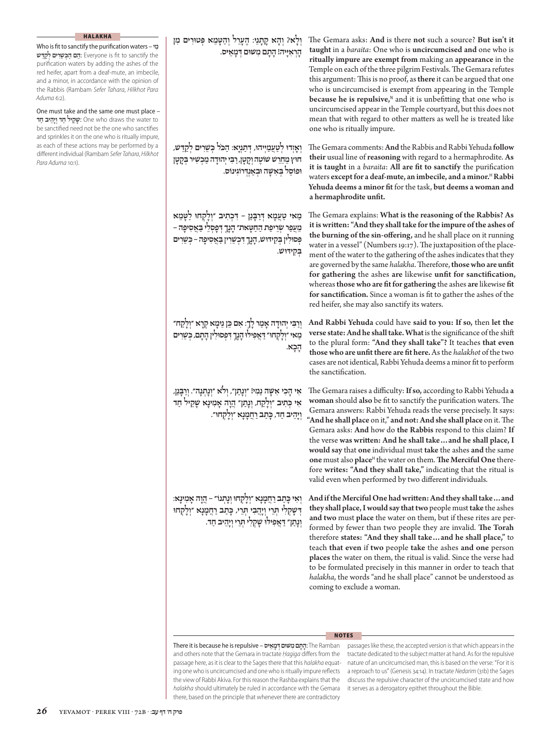## HALAKHA

**Who is fit to sanctify the purification waters – מִי הֵם הַכְּשֵׁרִים לְקַדֵּשׁ**: Everyone is fit to sanctify the purification waters by adding the ashes of the red heifer, apart from a deaf-mute, an imbecile, and a minor, in accordance with the opinion of the Rabbis (Rambam *Sefer Tahara*, *Hilkhot Para Aduma* 6:2).

**One must take and the same one must place – שָׁקֵיל חַד וְיָהֵיב חַד**: One who draws the water to be sanctified need not be the one who sanctifies and sprinkles it on the one who is ritually impure, as each of these actions may be performed by a different individual (Rambam *Sefer Tahara*, *Hilkhot Para Aduma* 10:1).

וְלָא? וְהָא קָתָנֵי: הֶעָרֵל וְהַטָּמֵא פְּטוּרִים מִן הָרְאִיָּיה! הָתָם מִשּׁוּם דְּמָאִיס.

The Gemara asks: **And** is there **not** such a source? **But isn't it taught** in a *baraita*: One who is **uncircumcised and** one who is **ritually impure are exempt from** making an **appearance** in the Temple on each of the three pilgrim Festivals. The Gemara refutes this argument: This is no proof, as **there** it can be argued that one who is uncircumcised is exempt from appearing in the Temple **because he is repulsive**,[N] and it is unbefitting that one who is uncircumcised appear in the Temple courtyard, but this does not mean that with regard to other matters as well he is treated like one who is ritually impure.

וְאָזְדוּ לְטַעֲמַיְיהוּ, דְּתַנְיָא: הַכֹּל כְּשֵׁרִים לְקַדֵּשׁ, חוּץ מֵחֵרֵשׁ שׁוֹטֶה וְקָטָן. רַבִּי יְהוּדָה מַכְשִׁיר בְּקָטָן וּפוֹסֵל בְּאִשָּׁה וּבְאַנְדְּרוֹגִינוֹס.

The Gemara comments: **And** the Rabbis and Rabbi Yehuda **follow their** usual line of **reasoning** with regard to a hermaphrodite. **As it is taught** in a *baraita*: **All are fit to sanctify** the purification waters **except for a deaf-mute, an imbecile, and a minor.**[H] **Rabbi Yehuda deems a minor fit** for the task, **but deems a woman and a hermaphrodite unfit.**

מַאי טַעֲמָא דְּרַבָּנַן – דִּכְתִיב ״וְלָקְחוּ לַטָּמֵא מֵעֲפַר שְׂרֵפַת הַחַטָּאת״ הָנָךְ דְּפָסְלֵי בַּאֲסִיפָה – פְּסוּלִין בְּקִידּוּשׁ, הָנָךְ דִּכְשֵׁרִין בַּאֲסִיפָה – כְּשֵׁרִים בְּקִידּוּשׁ.

The Gemara explains: **What is the reasoning of the Rabbis? As it is written: "And they shall take for the impure of the ashes of the burning of the sin-offering,** and he shall place on it running water in a vessel" (Numbers 19:17). The juxtaposition of the placement of the water to the gathering of the ashes indicates that they are governed by the same *halakha*. Therefore, **those who are unfit for gathering** the ashes **are** likewise **unfit for sanctification,** whereas **those who are fit for gathering** the ashes **are** likewise **fit for sanctification.** Since a woman is fit to gather the ashes of the red heifer, she may also sanctify its waters.

וְרַבִּי יְהוּדָה אָמַר לָךְ: אִם כֵּן נֵימָא קְרָא ״וְלָקַח״ מַאי ״וְלָקְחוּ״ דַּאֲפִילּוּ הָנָךְ דִּפְסוּלִין הָתָם, כְּשֵׁרִים הָכָא.

**And Rabbi Yehuda** could have **said to you: If so,** then **let the verse state: And he shall take. What** is the significance of the shift to the plural form: **"And they shall take"?** It teaches **that even those who are unfit there are fit here.** As the *halakhot* of the two cases are not identical, Rabbi Yehuda deems a minor fit to perform the sanctification.

אִי הָכִי אִשָּׁה נַמִי! ״וְנָתַן״, וְלֹא ״וְנָתְנָה״. וְרַבָּנַן, אִי כְּתִיב ״וְלָקַח, וְנָתַן״ הֲוָה אָמֵינָא שָׁקֵיל חַד וְיָהֵיב חַד, כָּתַב רַחֲמָנָא ״וְלָקְחוּ״.

The Gemara raises a difficulty: **If so,** according to Rabbi Yehuda **a woman** should **also** be fit to sanctify the purification waters. The Gemara answers: Rabbi Yehuda reads the verse precisely. It says: **"And he shall place** on it," **and not: And she shall place** on it. The Gemara asks: **And** how do **the Rabbis** respond to this claim? **If** the verse **was written: And he shall take…and he shall place, I would say** that **one** individual must **take** the ashes **and** the same **one** must also **place**[H] the water on them. **The Merciful One** therefore **writes: "And they shall take,"** indicating that the ritual is valid even when performed by two different individuals.

וְאִי כָּתַב רַחֲמָנָא ״וְלָקְחוּ וְנָתְנוּ״ – הֲוָה אָמֵינָא: דְּשָׁקְלִי תְּרֵי וְיָהֲבִי תְּרֵי, כָּתַב רַחֲמָנָא ״וְלָקְחוּ וְנָתַן״ דַּאֲפִילּוּ שָׁקְלִי תְּרֵי וְיָהֵיב חַד.

**And if the Merciful One had written: And they shall take…and they shall place, I would say that two** people must **take** the ashes **and two** must **place** the water on them, but if these rites are performed by fewer than two people they are invalid. **The Torah** therefore **states: "And they shall take…and he shall place,"** to teach **that even** if **two** people **take** the ashes **and one** person **places** the water on them, the ritual is valid. Since the verse had to be formulated precisely in this manner in order to teach that *halakha*, the words "and he shall place" cannot be understood as coming to exclude a woman.

## NOTES

**There it is because he is repulsive – הָתָם מִשּׁוּם דְּמָאִיס**: The Ramban and others note that the Gemara in tractate *Ḥagiga* differs from the passage here, as it is clear to the Sages there that this *halakha* equating one who is uncircumcised and one who is ritually impure reflects the view of Rabbi Akiva. For this reason the Rashba explains that the *halakha* should ultimately be ruled in accordance with the Gemara there, based on the principle that whenever there are contradictory passages like these, the accepted version is that which appears in the tractate dedicated to the subject matter at hand. As for the repulsive nature of an uncircumcised man, this is based on the verse: "For it is a reproach to us" (Genesis 34:14). In tractate *Nedarim* (31b) the Sages discuss the repulsive character of the uncircumcised state and how it serves as a derogatory epithet throughout the Bible.